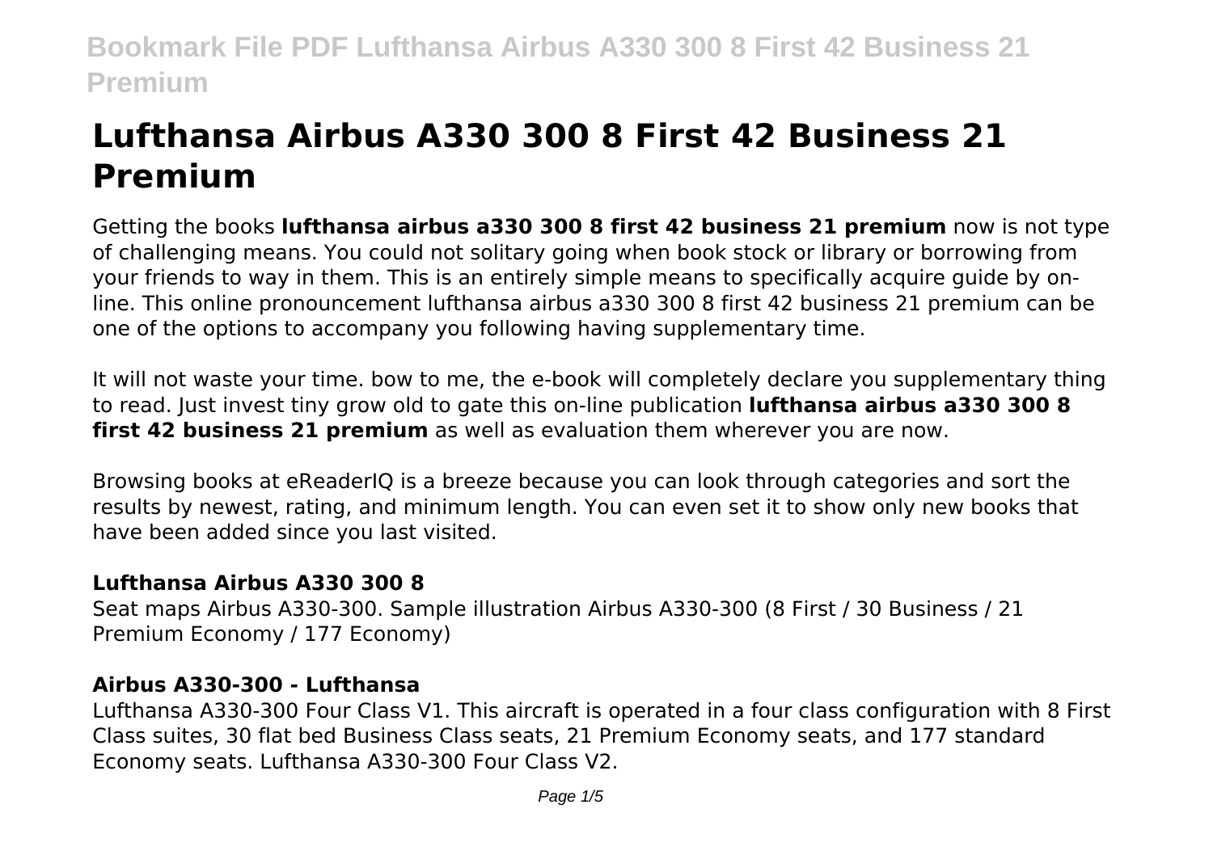# Lufthansa Airbus A330 300 8 First 42 Business 21 Premium

Getting the books **lufthansa airbus a330 300 8 first 42 business 21 premium** now is not type of challenging means. You could not solitary going when book stock or library or borrowing from your friends to way in them. This is an entirely simple means to specifically acquire guide by on-line. This online pronouncement lufthansa airbus a330 300 8 first 42 business 21 premium can be one of the options to accompany you following having supplementary time.

It will not waste your time. bow to me, the e-book will completely declare you supplementary thing to read. Just invest tiny grow old to gate this on-line publication **lufthansa airbus a330 300 8 first 42 business 21 premium** as well as evaluation them wherever you are now.

Browsing books at eReaderIQ is a breeze because you can look through categories and sort the results by newest, rating, and minimum length. You can even set it to show only new books that have been added since you last visited.

### Lufthansa Airbus A330 300 8

Seat maps Airbus A330-300. Sample illustration Airbus A330-300 (8 First / 30 Business / 21 Premium Economy / 177 Economy)

### Airbus A330-300 - Lufthansa

Lufthansa A330-300 Four Class V1. This aircraft is operated in a four class configuration with 8 First Class suites, 30 flat bed Business Class seats, 21 Premium Economy seats, and 177 standard Economy seats. Lufthansa A330-300 Four Class V2.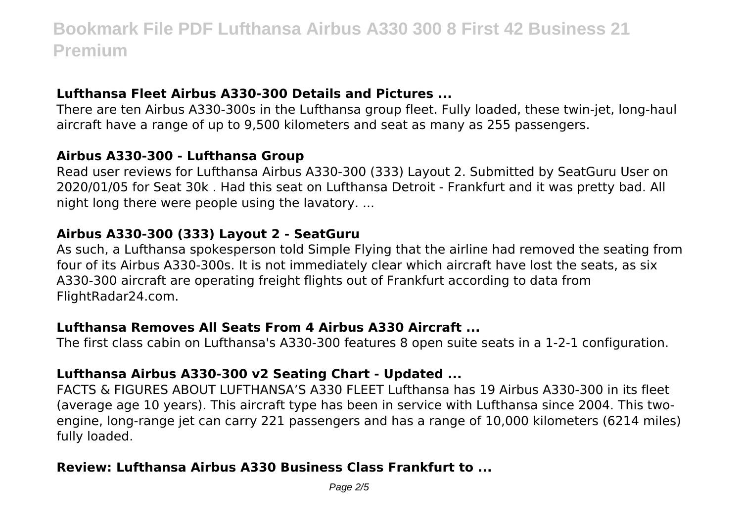### Lufthansa Fleet Airbus A330-300 Details and Pictures ...

There are ten Airbus A330-300s in the Lufthansa group fleet. Fully loaded, these twin-jet, long-haul aircraft have a range of up to 9,500 kilometers and seat as many as 255 passengers.

### Airbus A330-300 - Lufthansa Group

Read user reviews for Lufthansa Airbus A330-300 (333) Layout 2. Submitted by SeatGuru User on 2020/01/05 for Seat 30k . Had this seat on Lufthansa Detroit - Frankfurt and it was pretty bad. All night long there were people using the lavatory. ...

### Airbus A330-300 (333) Layout 2 - SeatGuru

As such, a Lufthansa spokesperson told Simple Flying that the airline had removed the seating from four of its Airbus A330-300s. It is not immediately clear which aircraft have lost the seats, as six A330-300 aircraft are operating freight flights out of Frankfurt according to data from FlightRadar24.com.

### Lufthansa Removes All Seats From 4 Airbus A330 Aircraft ...

The first class cabin on Lufthansa's A330-300 features 8 open suite seats in a 1-2-1 configuration.

### Lufthansa Airbus A330-300 v2 Seating Chart - Updated ...

FACTS & FIGURES ABOUT LUFTHANSA'S A330 FLEET Lufthansa has 19 Airbus A330-300 in its fleet (average age 10 years). This aircraft type has been in service with Lufthansa since 2004. This two-engine, long-range jet can carry 221 passengers and has a range of 10,000 kilometers (6214 miles) fully loaded.

### Review: Lufthansa Airbus A330 Business Class Frankfurt to ...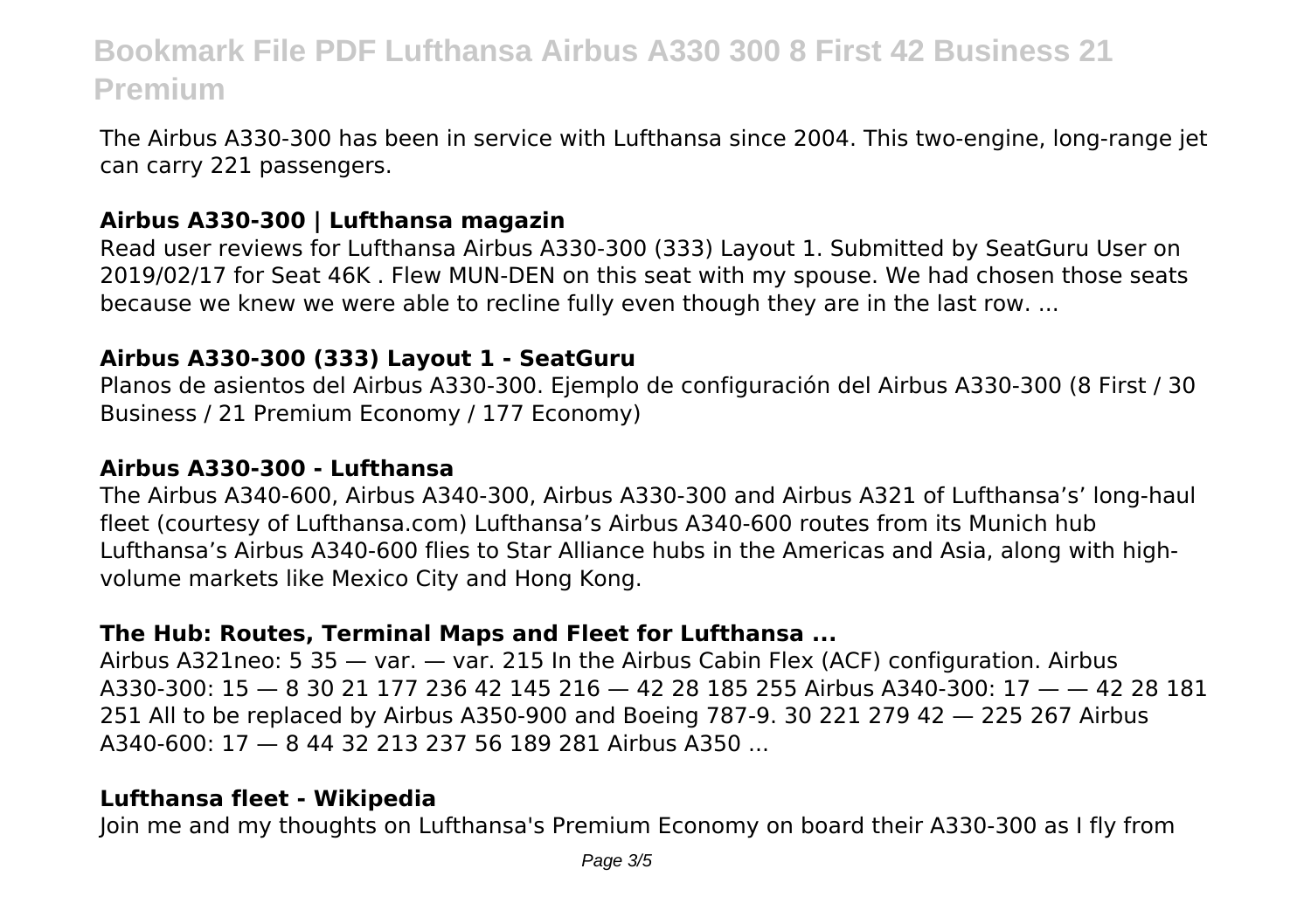The Airbus A330-300 has been in service with Lufthansa since 2004. This two-engine, long-range jet can carry 221 passengers.

### Airbus A330-300 | Lufthansa magazin

Read user reviews for Lufthansa Airbus A330-300 (333) Layout 1. Submitted by SeatGuru User on 2019/02/17 for Seat 46K . Flew MUN-DEN on this seat with my spouse. We had chosen those seats because we knew we were able to recline fully even though they are in the last row. ...

### Airbus A330-300 (333) Layout 1 - SeatGuru

Planos de asientos del Airbus A330-300. Ejemplo de configuración del Airbus A330-300 (8 First / 30 Business / 21 Premium Economy / 177 Economy)

### Airbus A330-300 - Lufthansa

The Airbus A340-600, Airbus A340-300, Airbus A330-300 and Airbus A321 of Lufthansa's' long-haul fleet (courtesy of Lufthansa.com) Lufthansa's Airbus A340-600 routes from its Munich hub Lufthansa's Airbus A340-600 flies to Star Alliance hubs in the Americas and Asia, along with high-volume markets like Mexico City and Hong Kong.

### The Hub: Routes, Terminal Maps and Fleet for Lufthansa ...

Airbus A321neo: 5 35 — var. — var. 215 In the Airbus Cabin Flex (ACF) configuration. Airbus A330-300: 15 — 8 30 21 177 236 42 145 216 — 42 28 185 255 Airbus A340-300: 17 — — 42 28 181 251 All to be replaced by Airbus A350-900 and Boeing 787-9. 30 221 279 42 — 225 267 Airbus A340-600: 17 — 8 44 32 213 237 56 189 281 Airbus A350 ...

### Lufthansa fleet - Wikipedia

Join me and my thoughts on Lufthansa's Premium Economy on board their A330-300 as I fly from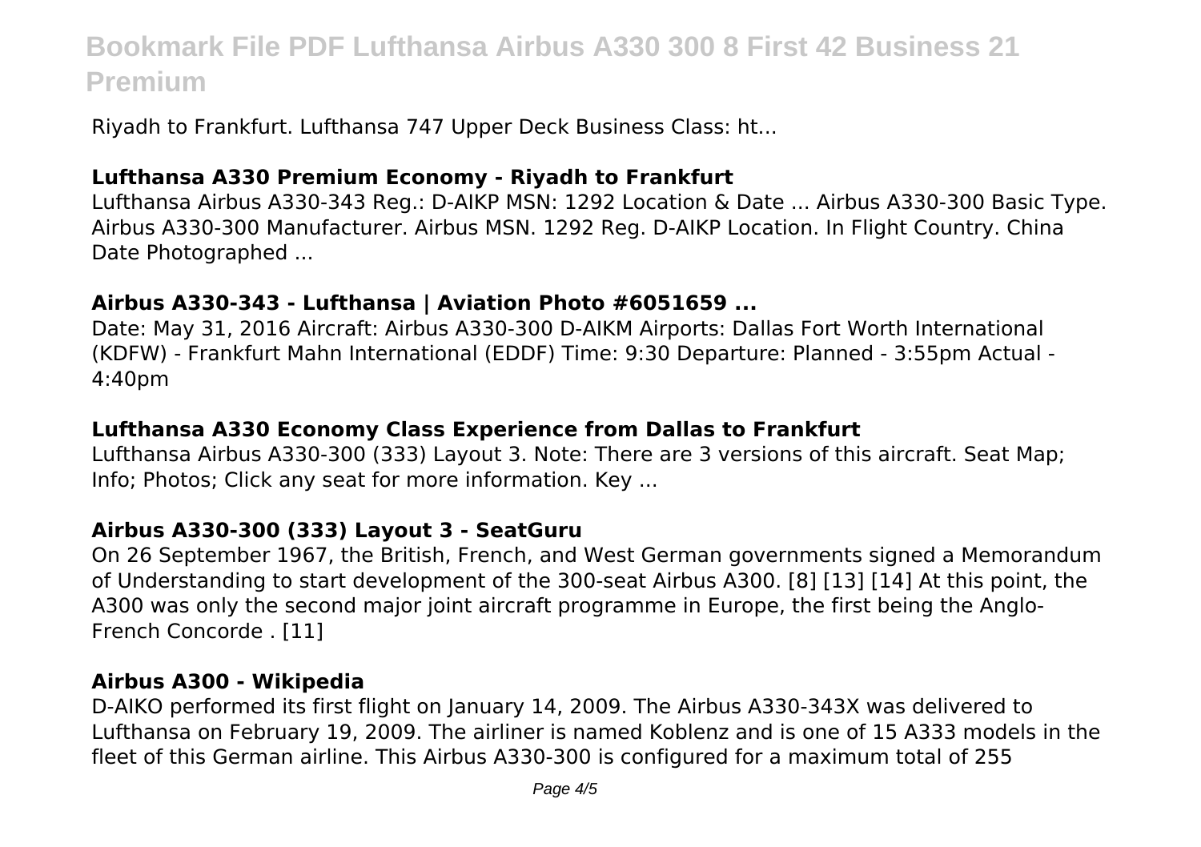Riyadh to Frankfurt. Lufthansa 747 Upper Deck Business Class: ht...

### Lufthansa A330 Premium Economy - Riyadh to Frankfurt

Lufthansa Airbus A330-343 Reg.: D-AIKP MSN: 1292 Location & Date ... Airbus A330-300 Basic Type. Airbus A330-300 Manufacturer. Airbus MSN. 1292 Reg. D-AIKP Location. In Flight Country. China Date Photographed ...

### Airbus A330-343 - Lufthansa | Aviation Photo #6051659 ...

Date: May 31, 2016 Aircraft: Airbus A330-300 D-AIKM Airports: Dallas Fort Worth International (KDFW) - Frankfurt Mahn International (EDDF) Time: 9:30 Departure: Planned - 3:55pm Actual - 4:40pm

### Lufthansa A330 Economy Class Experience from Dallas to Frankfurt

Lufthansa Airbus A330-300 (333) Layout 3. Note: There are 3 versions of this aircraft. Seat Map; Info; Photos; Click any seat for more information. Key ...

### Airbus A330-300 (333) Layout 3 - SeatGuru

On 26 September 1967, the British, French, and West German governments signed a Memorandum of Understanding to start development of the 300-seat Airbus A300. [8] [13] [14] At this point, the A300 was only the second major joint aircraft programme in Europe, the first being the Anglo-French Concorde . [11]

### Airbus A300 - Wikipedia

D-AIKO performed its first flight on January 14, 2009. The Airbus A330-343X was delivered to Lufthansa on February 19, 2009. The airliner is named Koblenz and is one of 15 A333 models in the fleet of this German airline. This Airbus A330-300 is configured for a maximum total of 255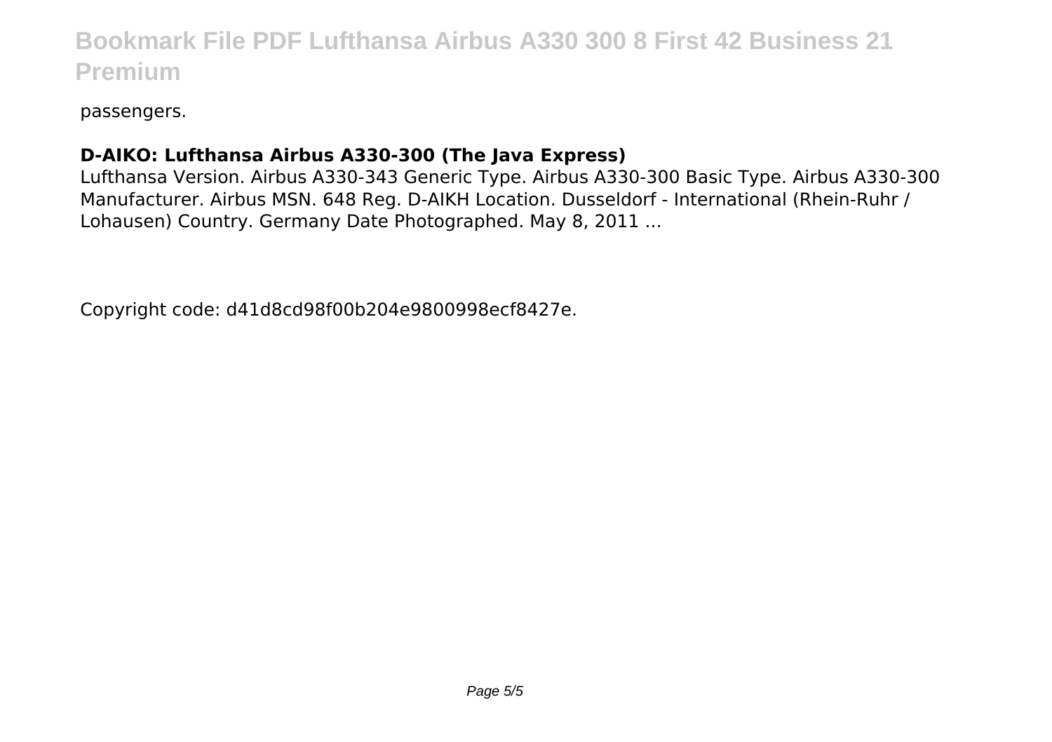passengers.

**D-AIKO: Lufthansa Airbus A330-300 (The Java Express)**

Lufthansa Version. Airbus A330-343 Generic Type. Airbus A330-300 Basic Type. Airbus A330-300 Manufacturer. Airbus MSN. 648 Reg. D-AIKH Location. Dusseldorf - International (Rhein-Ruhr / Lohausen) Country. Germany Date Photographed. May 8, 2011 ...

Copyright code: d41d8cd98f00b204e9800998ecf8427e.